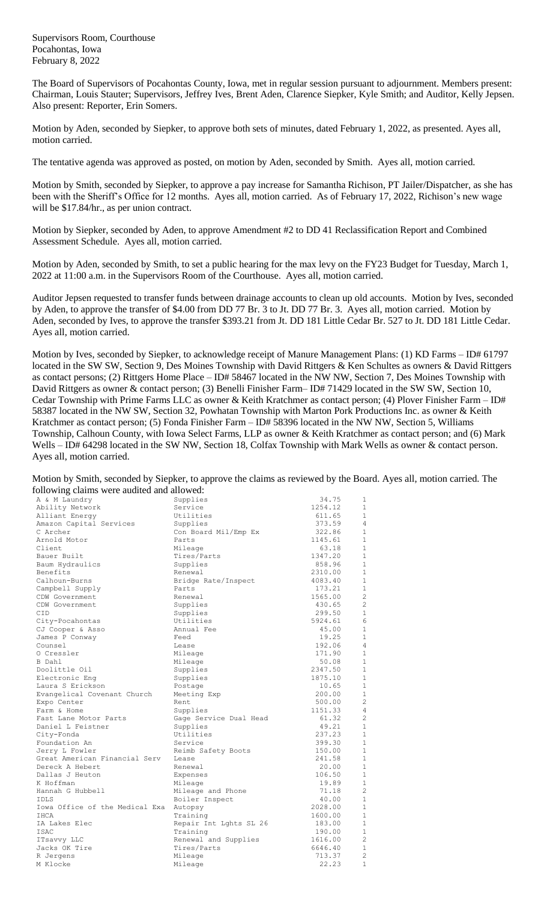Supervisors Room, Courthouse
Pocahontas, Iowa
February 8, 2022

The Board of Supervisors of Pocahontas County, Iowa, met in regular session pursuant to adjournment. Members present: Chairman, Louis Stauter; Supervisors, Jeffrey Ives, Brent Aden, Clarence Siepker, Kyle Smith; and Auditor, Kelly Jepsen. Also present: Reporter, Erin Somers.

Motion by Aden, seconded by Siepker, to approve both sets of minutes, dated February 1, 2022, as presented. Ayes all, motion carried.

The tentative agenda was approved as posted, on motion by Aden, seconded by Smith. Ayes all, motion carried.

Motion by Smith, seconded by Siepker, to approve a pay increase for Samantha Richison, PT Jailer/Dispatcher, as she has been with the Sheriff's Office for 12 months. Ayes all, motion carried. As of February 17, 2022, Richison's new wage will be $17.84/hr., as per union contract.

Motion by Siepker, seconded by Aden, to approve Amendment #2 to DD 41 Reclassification Report and Combined Assessment Schedule. Ayes all, motion carried.

Motion by Aden, seconded by Smith, to set a public hearing for the max levy on the FY23 Budget for Tuesday, March 1, 2022 at 11:00 a.m. in the Supervisors Room of the Courthouse. Ayes all, motion carried.

Auditor Jepsen requested to transfer funds between drainage accounts to clean up old accounts. Motion by Ives, seconded by Aden, to approve the transfer of $4.00 from DD 77 Br. 3 to Jt. DD 77 Br. 3. Ayes all, motion carried. Motion by Aden, seconded by Ives, to approve the transfer $393.21 from Jt. DD 181 Little Cedar Br. 527 to Jt. DD 181 Little Cedar. Ayes all, motion carried.

Motion by Ives, seconded by Siepker, to acknowledge receipt of Manure Management Plans: (1) KD Farms – ID# 61797 located in the SW SW, Section 9, Des Moines Township with David Rittgers & Ken Schultes as owners & David Rittgers as contact persons; (2) Rittgers Home Place – ID# 58467 located in the NW NW, Section 7, Des Moines Township with David Rittgers as owner & contact person; (3) Benelli Finisher Farm– ID# 71429 located in the SW SW, Section 10, Cedar Township with Prime Farms LLC as owner & Keith Kratchmer as contact person; (4) Plover Finisher Farm – ID# 58387 located in the NW SW, Section 32, Powhatan Township with Marton Pork Productions Inc. as owner & Keith Kratchmer as contact person; (5) Fonda Finisher Farm – ID# 58396 located in the NW NW, Section 5, Williams Township, Calhoun County, with Iowa Select Farms, LLP as owner & Keith Kratchmer as contact person; and (6) Mark Wells – ID# 64298 located in the SW NW, Section 18, Colfax Township with Mark Wells as owner & contact person. Ayes all, motion carried.

Motion by Smith, seconded by Siepker, to approve the claims as reviewed by the Board. Ayes all, motion carried. The following claims were audited and allowed:

| | | | |
|---|---|---|---|
| A & M Laundry | Supplies | 34.75 | 1 |
| Ability Network | Service | 1254.12 | 1 |
| Alliant Energy | Utilities | 611.65 | 1 |
| Amazon Capital Services | Supplies | 373.59 | 4 |
| C Archer | Con Board Mil/Emp Ex | 322.86 | 1 |
| Arnold Motor | Parts | 1145.61 | 1 |
| Client | Mileage | 63.18 | 1 |
| Bauer Built | Tires/Parts | 1347.20 | 1 |
| Baum Hydraulics | Supplies | 858.96 | 1 |
| Benefits | Renewal | 2310.00 | 1 |
| Calhoun-Burns | Bridge Rate/Inspect | 4083.40 | 1 |
| Campbell Supply | Parts | 173.21 | 1 |
| CDW Government | Renewal | 1565.00 | 2 |
| CDW Government | Supplies | 430.65 | 2 |
| CID | Supplies | 299.50 | 1 |
| City-Pocahontas | Utilities | 5924.61 | 6 |
| CJ Cooper & Asso | Annual Fee | 45.00 | 1 |
| James P Conway | Feed | 19.25 | 1 |
| Counsel | Lease | 192.06 | 4 |
| O Cressler | Mileage | 171.90 | 1 |
| B Dahl | Mileage | 50.08 | 1 |
| Doolittle Oil | Supplies | 2347.50 | 1 |
| Electronic Eng | Supplies | 1875.10 | 1 |
| Laura S Erickson | Postage | 10.65 | 1 |
| Evangelical Covenant Church | Meeting Exp | 200.00 | 1 |
| Expo Center | Rent | 500.00 | 2 |
| Farm & Home | Supplies | 1151.33 | 4 |
| Fast Lane Motor Parts | Gage Service Dual Head | 61.32 | 2 |
| Daniel L Feistner | Supplies | 49.21 | 1 |
| City-Fonda | Utilities | 237.23 | 1 |
| Foundation An | Service | 399.30 | 1 |
| Jerry L Fowler | Reimb Safety Boots | 150.00 | 1 |
| Great American Financial Serv | Lease | 241.58 | 1 |
| Dereck A Hebert | Renewal | 20.00 | 1 |
| Dallas J Heuton | Expenses | 106.50 | 1 |
| K Hoffman | Mileage | 19.89 | 1 |
| Hannah G Hubbell | Mileage and Phone | 71.18 | 2 |
| IDLS | Boiler Inspect | 40.00 | 1 |
| Iowa Office of the Medical Exa | Autopsy | 2028.00 | 1 |
| IHCA | Training | 1600.00 | 1 |
| IA Lakes Elec | Repair Int Lghts SL 26 | 183.00 | 1 |
| ISAC | Training | 190.00 | 1 |
| ITsavvy LLC | Renewal and Supplies | 1616.00 | 2 |
| Jacks OK Tire | Tires/Parts | 6646.40 | 1 |
| R Jergens | Mileage | 713.37 | 2 |
| M Klocke | Mileage | 22.23 | 1 |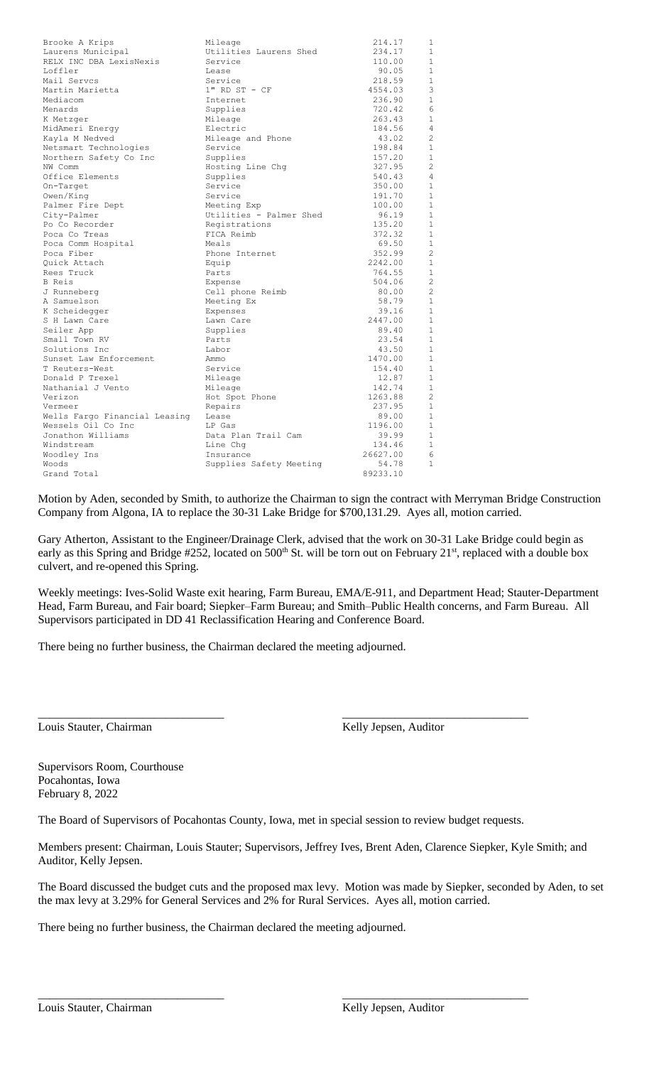| | | | |
|---|---|---|---|
| Brooke A Krips | Mileage | 214.17 | 1 |
| Laurens Municipal | Utilities Laurens Shed | 234.17 | 1 |
| RELX INC DBA LexisNexis | Service | 110.00 | 1 |
| Loffler | Lease | 90.05 | 1 |
| Mail Servcs | Service | 218.59 | 1 |
| Martin Marietta | 1" RD ST - CF | 4554.03 | 3 |
| Mediacom | Internet | 236.90 | 1 |
| Menards | Supplies | 720.42 | 6 |
| K Metzger | Mileage | 263.43 | 1 |
| MidAmeri Energy | Electric | 184.56 | 4 |
| Kayla M Nedved | Mileage and Phone | 43.02 | 2 |
| Netsmart Technologies | Service | 198.84 | 1 |
| Northern Safety Co Inc | Supplies | 157.20 | 1 |
| NW Comm | Hosting Line Chg | 327.95 | 2 |
| Office Elements | Supplies | 540.43 | 4 |
| On-Target | Service | 350.00 | 1 |
| Owen/King | Service | 191.70 | 1 |
| Palmer Fire Dept | Meeting Exp | 100.00 | 1 |
| City-Palmer | Utilities - Palmer Shed | 96.19 | 1 |
| Po Co Recorder | Registrations | 135.20 | 1 |
| Poca Co Treas | FICA Reimb | 372.32 | 1 |
| Poca Comm Hospital | Meals | 69.50 | 1 |
| Poca Fiber | Phone Internet | 352.99 | 2 |
| Quick Attach | Equip | 2242.00 | 1 |
| Rees Truck | Parts | 764.55 | 1 |
| B Reis | Expense | 504.06 | 2 |
| J Runneberg | Cell phone Reimb | 80.00 | 2 |
| A Samuelson | Meeting Ex | 58.79 | 1 |
| K Scheidegger | Expenses | 39.16 | 1 |
| S H Lawn Care | Lawn Care | 2447.00 | 1 |
| Seiler App | Supplies | 89.40 | 1 |
| Small Town RV | Parts | 23.54 | 1 |
| Solutions Inc | Labor | 43.50 | 1 |
| Sunset Law Enforcement | Ammo | 1470.00 | 1 |
| T Reuters-West | Service | 154.40 | 1 |
| Donald P Trexel | Mileage | 12.87 | 1 |
| Nathanial J Vento | Mileage | 142.74 | 1 |
| Verizon | Hot Spot Phone | 1263.88 | 2 |
| Vermeer | Repairs | 237.95 | 1 |
| Wells Fargo Financial Leasing | Lease | 89.00 | 1 |
| Wessels Oil Co Inc | LP Gas | 1196.00 | 1 |
| Jonathon Williams | Data Plan Trail Cam | 39.99 | 1 |
| Windstream | Line Chg | 134.46 | 1 |
| Woodley Ins | Insurance | 26627.00 | 6 |
| Woods | Supplies Safety Meeting | 54.78 | 1 |
| Grand Total | | 89233.10 | |

Motion by Aden, seconded by Smith, to authorize the Chairman to sign the contract with Merryman Bridge Construction Company from Algona, IA to replace the 30-31 Lake Bridge for $700,131.29. Ayes all, motion carried.

Gary Atherton, Assistant to the Engineer/Drainage Clerk, advised that the work on 30-31 Lake Bridge could begin as early as this Spring and Bridge #252, located on 500th St. will be torn out on February 21st, replaced with a double box culvert, and re-opened this Spring.

Weekly meetings: Ives-Solid Waste exit hearing, Farm Bureau, EMA/E-911, and Department Head; Stauter-Department Head, Farm Bureau, and Fair board; Siepker–Farm Bureau; and Smith–Public Health concerns, and Farm Bureau. All Supervisors participated in DD 41 Reclassification Hearing and Conference Board.

There being no further business, the Chairman declared the meeting adjourned.

\_\_\_\_\_\_\_\_\_\_\_\_\_\_\_\_\_\_\_\_\_\_\_\_\_\_\_\_\_\_ \_\_\_\_\_\_\_\_\_\_\_\_\_\_\_\_\_\_\_\_\_\_\_\_\_\_\_\_\_\_

Louis Stauter, Chairman Kelly Jepsen, Auditor

Supervisors Room, Courthouse
Pocahontas, Iowa
February 8, 2022

The Board of Supervisors of Pocahontas County, Iowa, met in special session to review budget requests.

Members present: Chairman, Louis Stauter; Supervisors, Jeffrey Ives, Brent Aden, Clarence Siepker, Kyle Smith; and Auditor, Kelly Jepsen.

The Board discussed the budget cuts and the proposed max levy. Motion was made by Siepker, seconded by Aden, to set the max levy at 3.29% for General Services and 2% for Rural Services. Ayes all, motion carried.

There being no further business, the Chairman declared the meeting adjourned.

\_\_\_\_\_\_\_\_\_\_\_\_\_\_\_\_\_\_\_\_\_\_\_\_\_\_\_\_\_\_ \_\_\_\_\_\_\_\_\_\_\_\_\_\_\_\_\_\_\_\_\_\_\_\_\_\_\_\_\_\_

Louis Stauter, Chairman Kelly Jepsen, Auditor